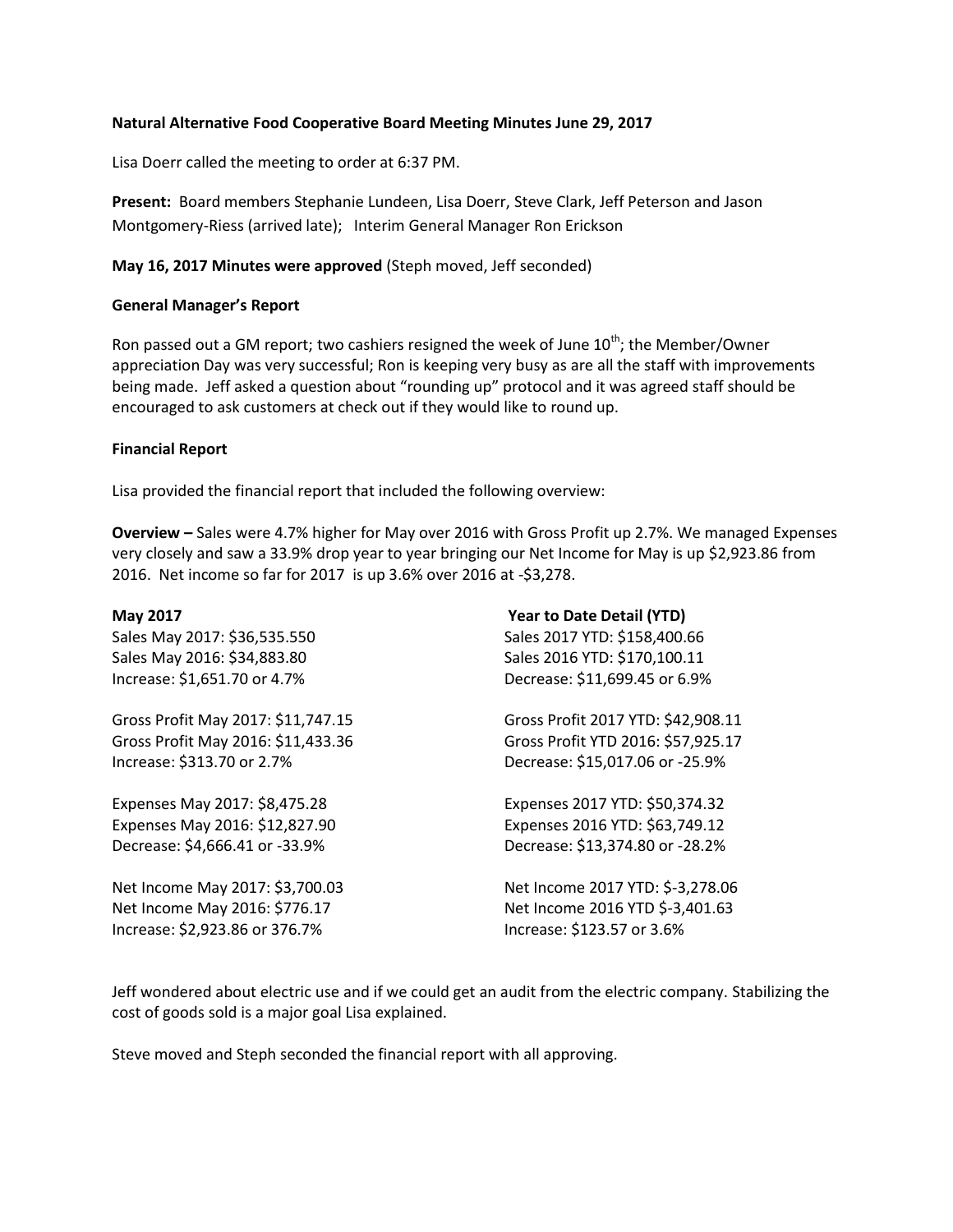**Natural Alternative Food Cooperative Board Meeting Minutes June 29, 2017**

Lisa Doerr called the meeting to order at 6:37 PM.

**Present:** Board members Stephanie Lundeen, Lisa Doerr, Steve Clark, Jeff Peterson and Jason Montgomery-Riess (arrived late); Interim General Manager Ron Erickson

**May 16, 2017 Minutes were approved** (Steph moved, Jeff seconded)

**General Manager's Report**

Ron passed out a GM report; two cashiers resigned the week of June 10th; the Member/Owner appreciation Day was very successful; Ron is keeping very busy as are all the staff with improvements being made. Jeff asked a question about "rounding up" protocol and it was agreed staff should be encouraged to ask customers at check out if they would like to round up.

**Financial Report**

Lisa provided the financial report that included the following overview:

**Overview –** Sales were 4.7% higher for May over 2016 with Gross Profit up 2.7%. We managed Expenses very closely and saw a 33.9% drop year to year bringing our Net Income for May is up $2,923.86 from 2016. Net income so far for 2017 is up 3.6% over 2016 at -$3,278.

| **May 2017** | **Year to Date Detail (YTD)** |
|---|---|
| Sales May 2017: $36,535.550 | Sales 2017 YTD: $158,400.66 |
| Sales May 2016: $34,883.80 | Sales 2016 YTD: $170,100.11 |
| Increase: $1,651.70 or 4.7% | Decrease: $11,699.45 or 6.9% |
| | |
| Gross Profit May 2017: $11,747.15 | Gross Profit 2017 YTD: $42,908.11 |
| Gross Profit May 2016: $11,433.36 | Gross Profit YTD 2016: $57,925.17 |
| Increase: $313.70 or 2.7% | Decrease: $15,017.06 or -25.9% |
| | |
| Expenses May 2017: $8,475.28 | Expenses 2017 YTD: $50,374.32 |
| Expenses May 2016: $12,827.90 | Expenses 2016 YTD: $63,749.12 |
| Decrease: $4,666.41 or -33.9% | Decrease: $13,374.80 or -28.2% |
| | |
| Net Income May 2017: $3,700.03 | Net Income 2017 YTD: $-3,278.06 |
| Net Income May 2016: $776.17 | Net Income 2016 YTD $-3,401.63 |
| Increase: $2,923.86 or 376.7% | Increase: $123.57 or 3.6% |

Jeff wondered about electric use and if we could get an audit from the electric company. Stabilizing the cost of goods sold is a major goal Lisa explained.

Steve moved and Steph seconded the financial report with all approving.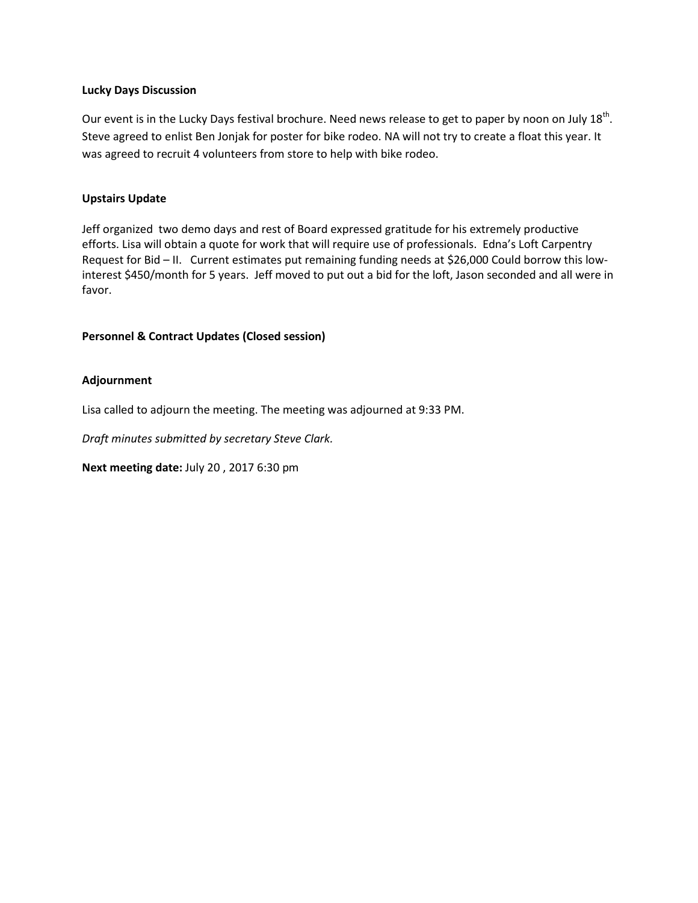**Lucky Days Discussion**

Our event is in the Lucky Days festival brochure. Need news release to get to paper by noon on July 18th. Steve agreed to enlist Ben Jonjak for poster for bike rodeo. NA will not try to create a float this year. It was agreed to recruit 4 volunteers from store to help with bike rodeo.

**Upstairs Update**

Jeff organized two demo days and rest of Board expressed gratitude for his extremely productive efforts. Lisa will obtain a quote for work that will require use of professionals. Edna's Loft Carpentry Request for Bid – II. Current estimates put remaining funding needs at $26,000 Could borrow this low-interest $450/month for 5 years. Jeff moved to put out a bid for the loft, Jason seconded and all were in favor.

**Personnel & Contract Updates (Closed session)**

**Adjournment**

Lisa called to adjourn the meeting. The meeting was adjourned at 9:33 PM.

*Draft minutes submitted by secretary Steve Clark.*

**Next meeting date:** July 20 , 2017 6:30 pm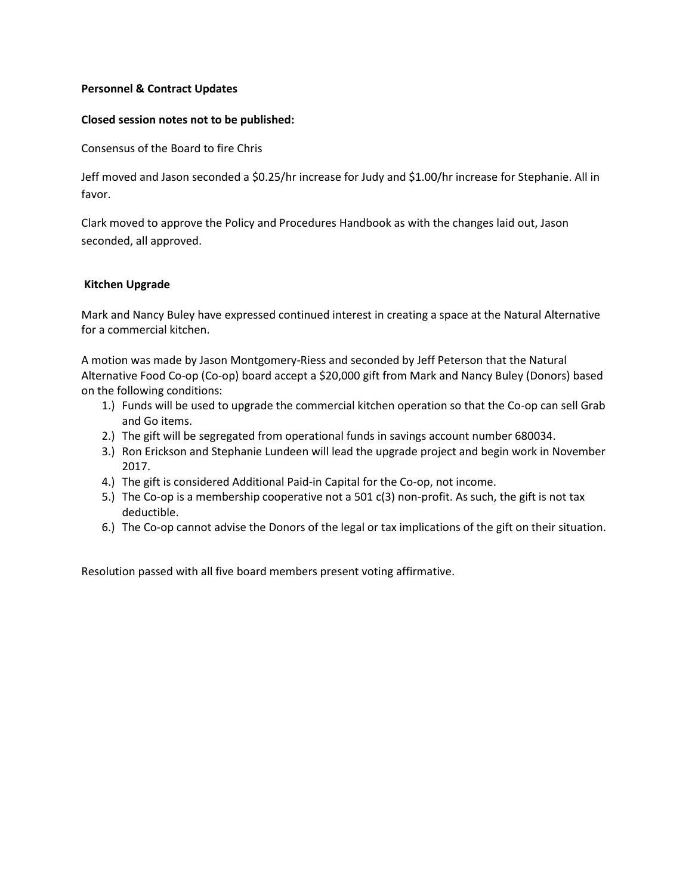**Personnel & Contract Updates**

**Closed session notes not to be published:**

Consensus of the Board to fire Chris

Jeff moved and Jason seconded a $0.25/hr increase for Judy and $1.00/hr increase for Stephanie. All in favor.

Clark moved to approve the Policy and Procedures Handbook as with the changes laid out, Jason seconded, all approved.

**Kitchen Upgrade**

Mark and Nancy Buley have expressed continued interest in creating a space at the Natural Alternative for a commercial kitchen.

A motion was made by Jason Montgomery-Riess and seconded by Jeff Peterson that the Natural Alternative Food Co-op (Co-op) board accept a $20,000 gift from Mark and Nancy Buley (Donors) based on the following conditions:

1.) Funds will be used to upgrade the commercial kitchen operation so that the Co-op can sell Grab and Go items.
2.) The gift will be segregated from operational funds in savings account number 680034.
3.) Ron Erickson and Stephanie Lundeen will lead the upgrade project and begin work in November 2017.
4.) The gift is considered Additional Paid-in Capital for the Co-op, not income.
5.) The Co-op is a membership cooperative not a 501 c(3) non-profit. As such, the gift is not tax deductible.
6.) The Co-op cannot advise the Donors of the legal or tax implications of the gift on their situation.

Resolution passed with all five board members present voting affirmative.